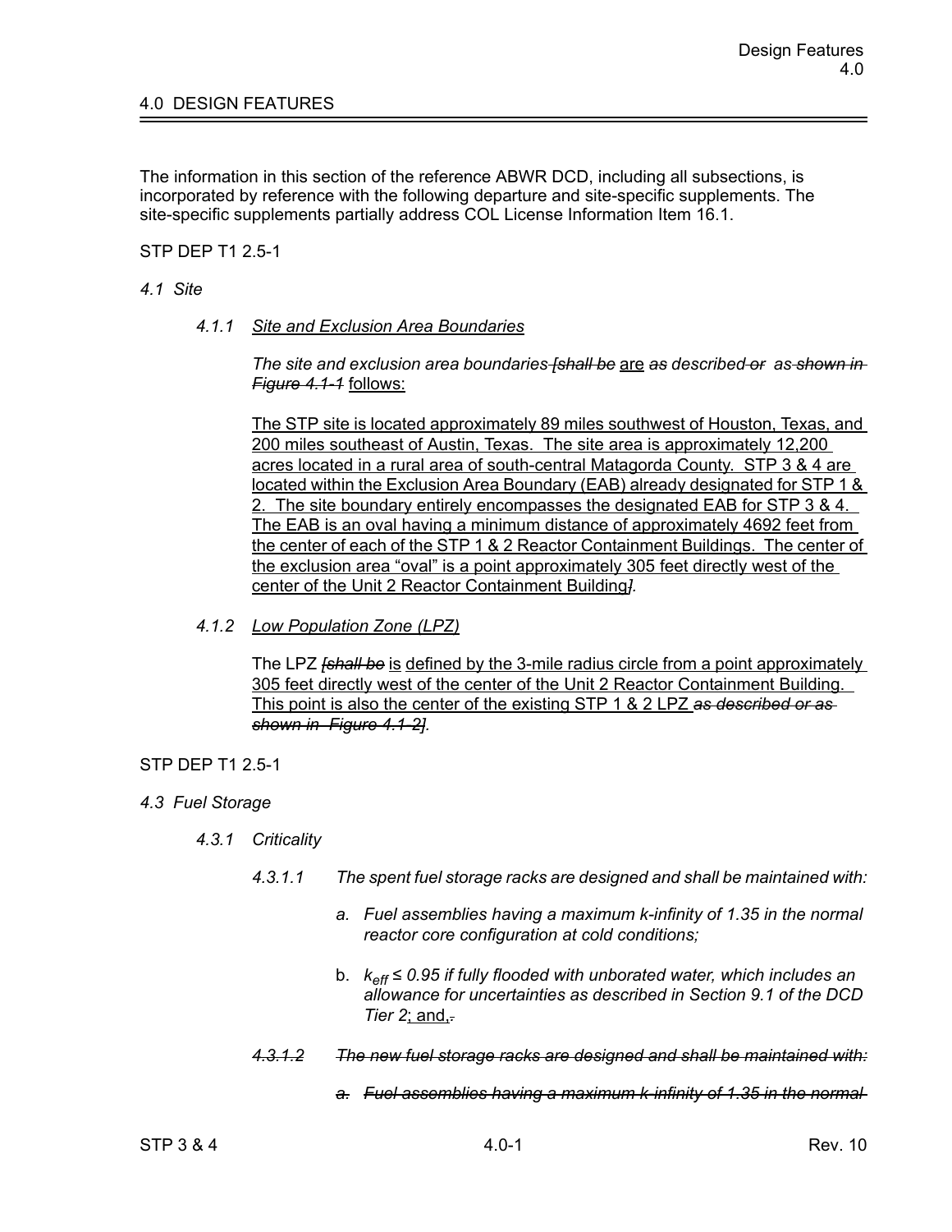# 4.0 DESIGN FEATURES

The information in this section of the reference ABWR DCD, including all subsections, is incorporated by reference with the following departure and site-specific supplements. The site-specific supplements partially address COL License Information Item 16.1.

STP DEP T1 2.5-1

*4.1 Site*

*4.1.1 Site and Exclusion Area Boundaries*

*The site and exclusion area boundaries ~~[shall be~~* are *~~as~~ described ~~or~~ ~~as shown in Figure 4.1-1~~* follows:

The STP site is located approximately 89 miles southwest of Houston, Texas, and 200 miles southeast of Austin, Texas. The site area is approximately 12,200 acres located in a rural area of south-central Matagorda County. STP 3 & 4 are located within the Exclusion Area Boundary (EAB) already designated for STP 1 & 2. The site boundary entirely encompasses the designated EAB for STP 3 & 4. The EAB is an oval having a minimum distance of approximately 4692 feet from the center of each of the STP 1 & 2 Reactor Containment Buildings. The center of the exclusion area "oval" is a point approximately 305 feet directly west of the center of the Unit 2 Reactor Containment Building*~~]~~.*

*4.1.2 Low Population Zone (LPZ)*

The LPZ *~~[shall be~~* is defined by the 3-mile radius circle from a point approximately 305 feet directly west of the center of the Unit 2 Reactor Containment Building. This point is also the center of the existing STP 1 & 2 LPZ *~~as described or as shown in Figure 4.1-2]~~.*

STP DEP T1 2.5-1

*4.3 Fuel Storage*

*4.3.1 Criticality*

*4.3.1.1 The spent fuel storage racks are designed and shall be maintained with:*

*a. Fuel assemblies having a maximum k-infinity of 1.35 in the normal reactor core configuration at cold conditions;*

b. *$k_{eff} \leq 0.95$ if fully flooded with unborated water, which includes an allowance for uncertainties as described in Section 9.1 of the DCD Tier 2*; and,~~.~~

*~~4.3.1.2 The new fuel storage racks are designed and shall be maintained with:~~*

*~~a. Fuel assemblies having a maximum k-infinity of 1.35 in the normal~~*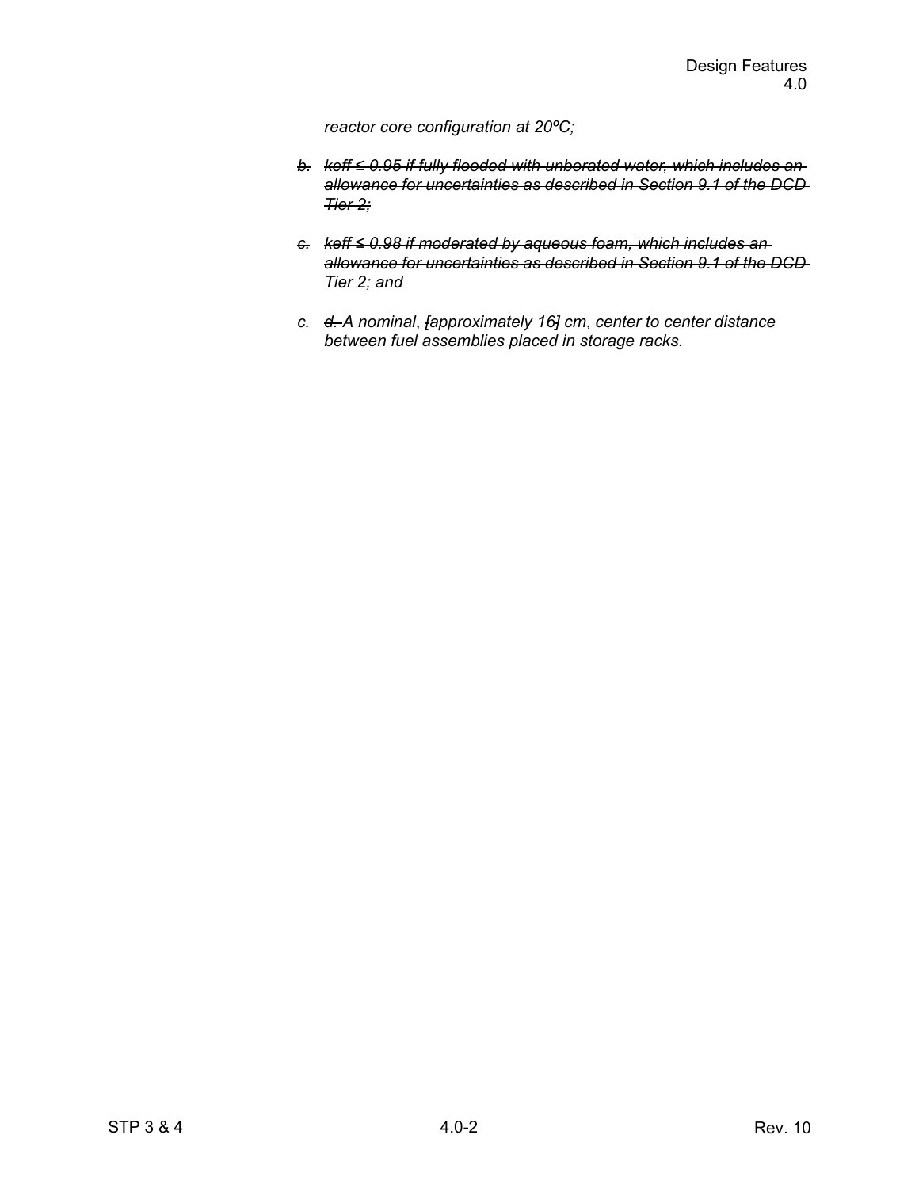~~*reactor core configuration at 20ºC;*~~

~~*b. keff ≤ 0.95 if fully flooded with unborated water, which includes an allowance for uncertainties as described in Section 9.1 of the DCD Tier 2;*~~

~~*c. keff ≤ 0.98 if moderated by aqueous foam, which includes an allowance for uncertainties as described in Section 9.1 of the DCD Tier 2; and*~~

*c. ~~d.~~ A nominal, ~~[~~approximately 16~~]~~ cm, center to center distance between fuel assemblies placed in storage racks.*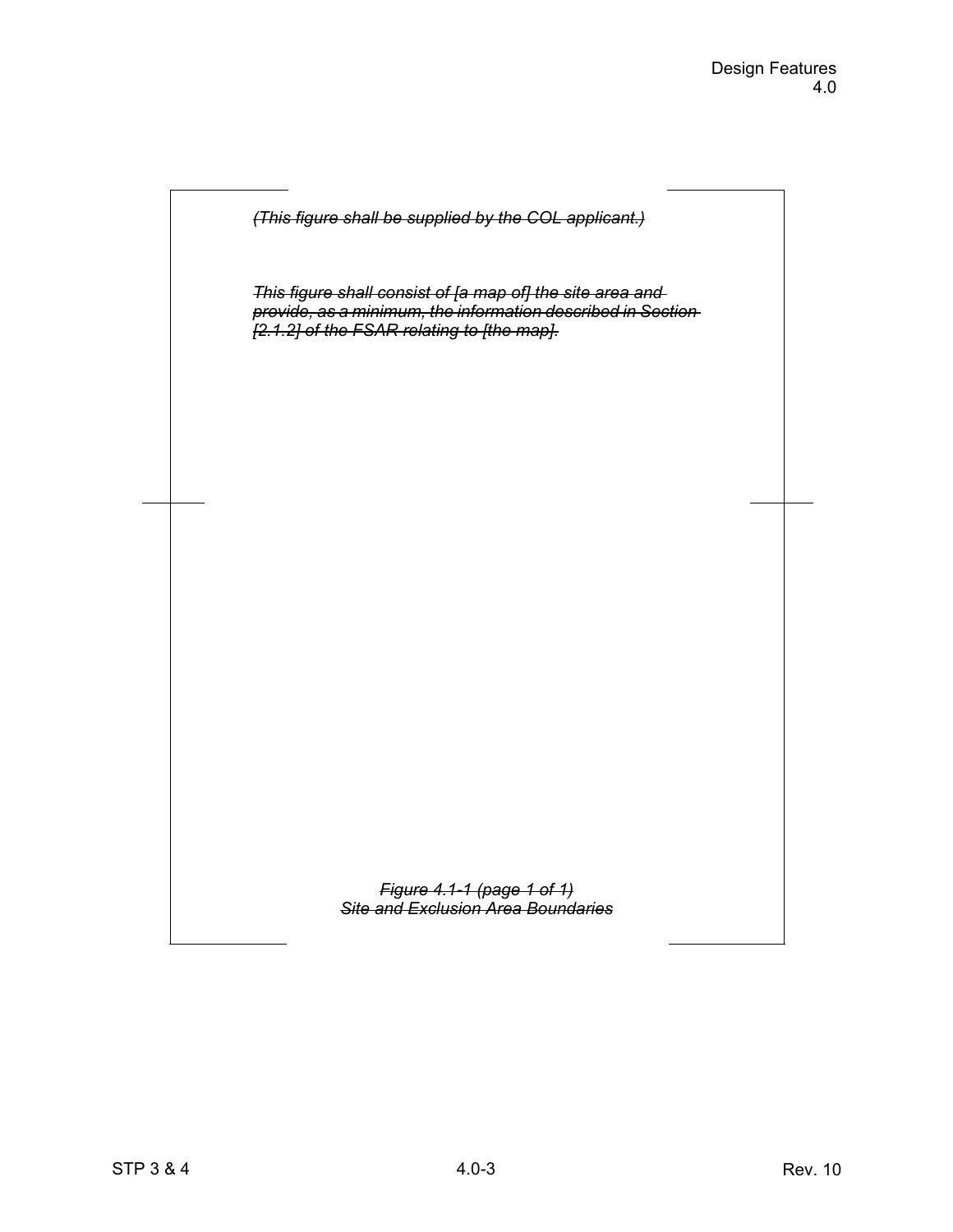~~*(This figure shall be supplied by the COL applicant.)*~~

~~*This figure shall consist of [a map of] the site area and provide, as a minimum, the information described in Section [2.1.2] of the FSAR relating to [the map].*~~

~~*Figure 4.1-1 (page 1 of 1)*~~
~~*Site and Exclusion Area Boundaries*~~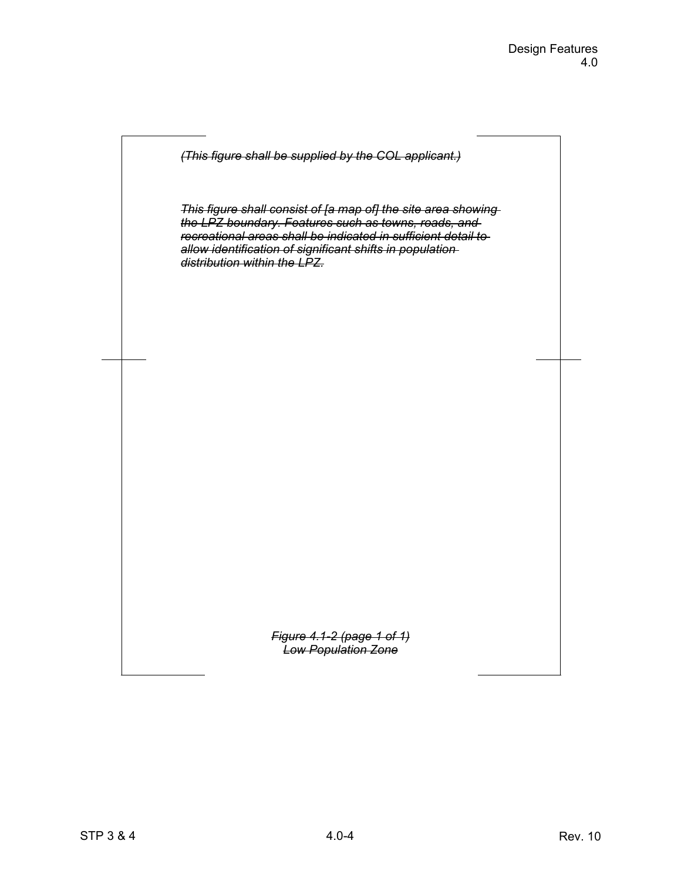~~*(This figure shall be supplied by the COL applicant.)*~~

~~*This figure shall consist of [a map of] the site area showing the LPZ boundary. Features such as towns, roads, and recreational areas shall be indicated in sufficient detail to allow identification of significant shifts in population distribution within the LPZ.*~~

~~*Figure 4.1-2 (page 1 of 1)*~~
~~*Low Population Zone*~~